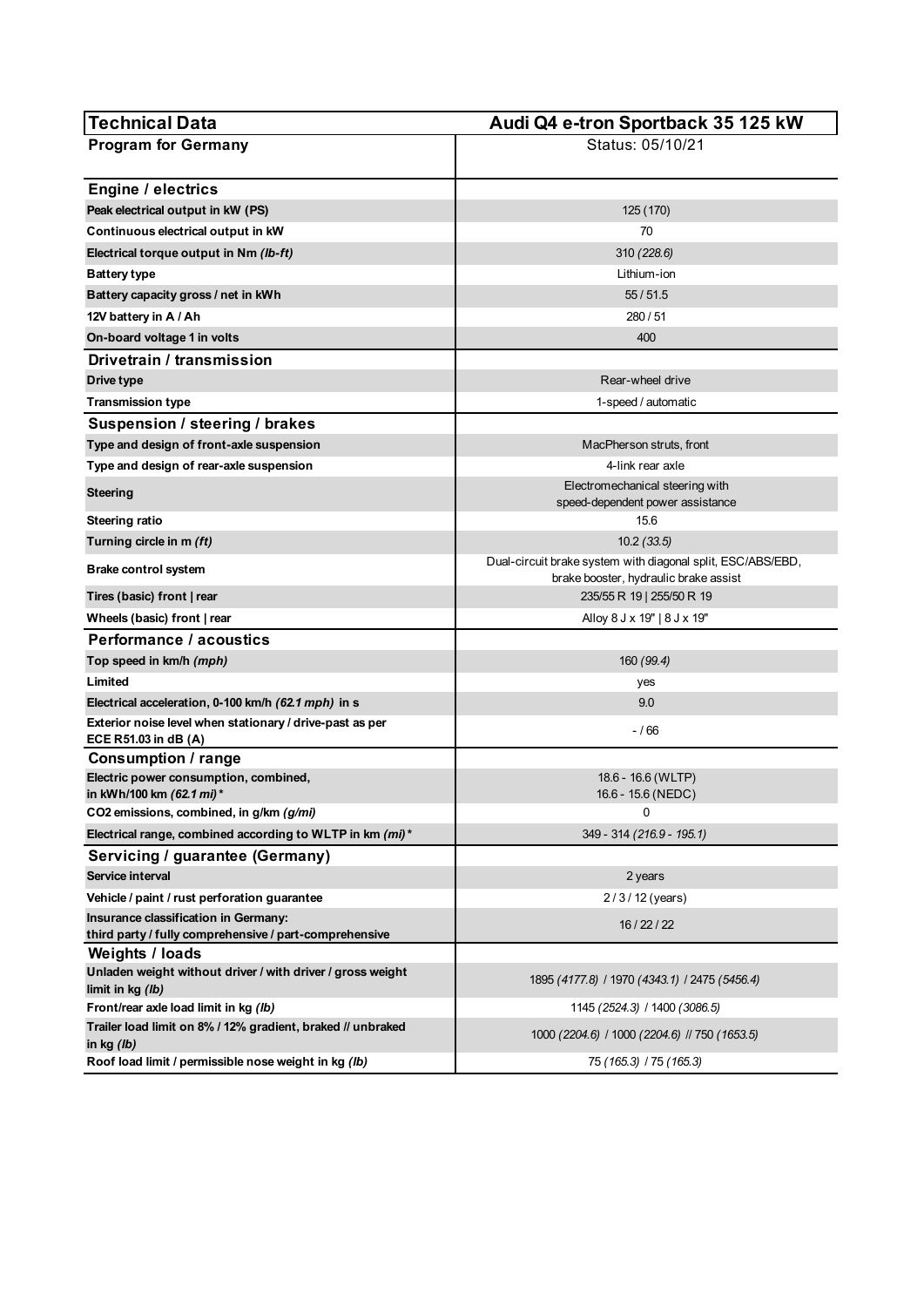| Technical Data | Audi Q4 e-tron Sportback 35 125 kW |
| --- | --- |
| **Program for Germany** | Status: 05/10/21 |
| **Engine / electrics** | |
| **Peak electrical output in kW (PS)** | 125 (170) |
| **Continuous electrical output in kW** | 70 |
| **Electrical torque output in Nm *(lb-ft)*** | 310 *(228.6)* |
| **Battery type** | Lithium-ion |
| **Battery capacity gross / net in kWh** | 55 / 51.5 |
| **12V battery in A / Ah** | 280 / 51 |
| **On-board voltage 1 in volts** | 400 |
| **Drivetrain / transmission** | |
| **Drive type** | Rear-wheel drive |
| **Transmission type** | 1-speed / automatic |
| **Suspension / steering / brakes** | |
| **Type and design of front-axle suspension** | MacPherson struts, front |
| **Type and design of rear-axle suspension** | 4-link rear axle |
| **Steering** | Electromechanical steering with speed-dependent power assistance |
| **Steering ratio** | 15.6 |
| **Turning circle in m *(ft)*** | 10.2 *(33.5)* |
| **Brake control system** | Dual-circuit brake system with diagonal split, ESC/ABS/EBD, brake booster, hydraulic brake assist |
| **Tires (basic) front \| rear** | 235/55 R 19 \| 255/50 R 19 |
| **Wheels (basic) front \| rear** | Alloy 8 J x 19" \| 8 J x 19" |
| **Performance / acoustics** | |
| **Top speed in km/h *(mph)*** | 160 *(99.4)* |
| **Limited** | yes |
| **Electrical acceleration, 0-100 km/h *(62.1 mph)* in s** | 9.0 |
| **Exterior noise level when stationary / drive-past as per ECE R51.03 in dB (A)** | - / 66 |
| **Consumption / range** | |
| **Electric power consumption, combined, in kWh/100 km *(62.1 mi)**** | 18.6 - 16.6 (WLTP)<br>16.6 - 15.6 (NEDC) |
| **CO2 emissions, combined, in g/km *(g/mi)*** | 0 |
| **Electrical range, combined according to WLTP in km *(mi)**** | 349 - 314 *(216.9 - 195.1)* |
| **Servicing / guarantee (Germany)** | |
| **Service interval** | 2 years |
| **Vehicle / paint / rust perforation guarantee** | 2 / 3 / 12 (years) |
| **Insurance classification in Germany: third party / fully comprehensive / part-comprehensive** | 16 / 22 / 22 |
| **Weights / loads** | |
| **Unladen weight without driver / with driver / gross weight limit in kg *(lb)*** | 1895 *(4177.8)* / 1970 *(4343.1)* / 2475 *(5456.4)* |
| **Front/rear axle load limit in kg *(lb)*** | 1145 *(2524.3)* / 1400 *(3086.5)* |
| **Trailer load limit on 8% / 12% gradient, braked // unbraked in kg *(lb)*** | 1000 *(2204.6)* / 1000 *(2204.6)* // 750 *(1653.5)* |
| **Roof load limit / permissible nose weight in kg *(lb)*** | *75 (165.3) / 75 (165.3)* |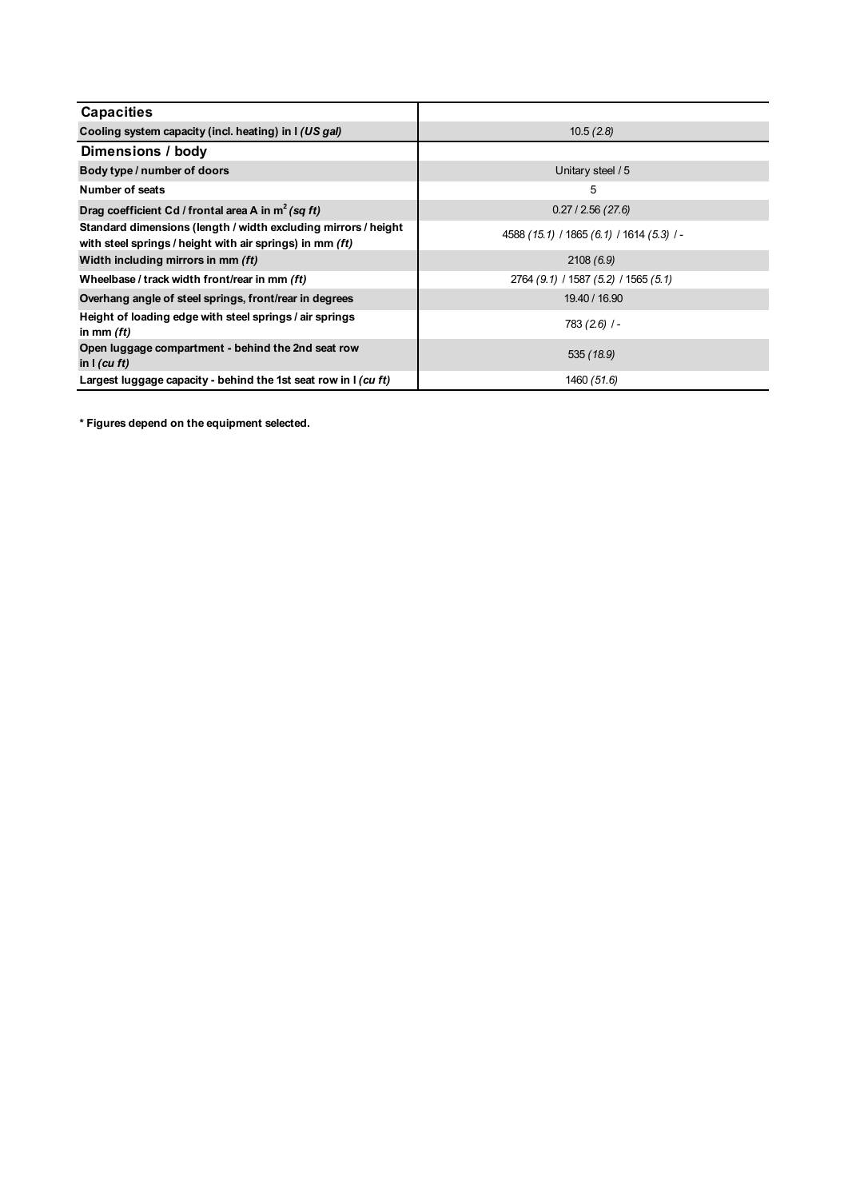| **Capacities** | |
|---|---|
| **Cooling system capacity (incl. heating) in l *(US gal)*** | 10.5 *(2.8)* |
| **Dimensions / body** | |
| **Body type / number of doors** | Unitary steel / 5 |
| **Number of seats** | 5 |
| **Drag coefficient Cd / frontal area A in $m^2$ *(sq ft)*** | 0.27 / 2.56 *(27.6)* |
| **Standard dimensions (length / width excluding mirrors / height with steel springs / height with air springs) in mm *(ft)*** | 4588 *(15.1)* / 1865 *(6.1)* / 1614 *(5.3)* / - |
| **Width including mirrors in mm *(ft)*** | 2108 *(6.9)* |
| **Wheelbase / track width front/rear in mm *(ft)*** | 2764 *(9.1)* / 1587 *(5.2)* / 1565 *(5.1)* |
| **Overhang angle of steel springs, front/rear in degrees** | 19.40 / 16.90 |
| **Height of loading edge with steel springs / air springs in mm *(ft)*** | 783 *(2.6)* / - |
| **Open luggage compartment - behind the 2nd seat row in l *(cu ft)*** | 535 *(18.9)* |
| **Largest luggage capacity - behind the 1st seat row in l *(cu ft)*** | 1460 *(51.6)* |

**\* Figures depend on the equipment selected.**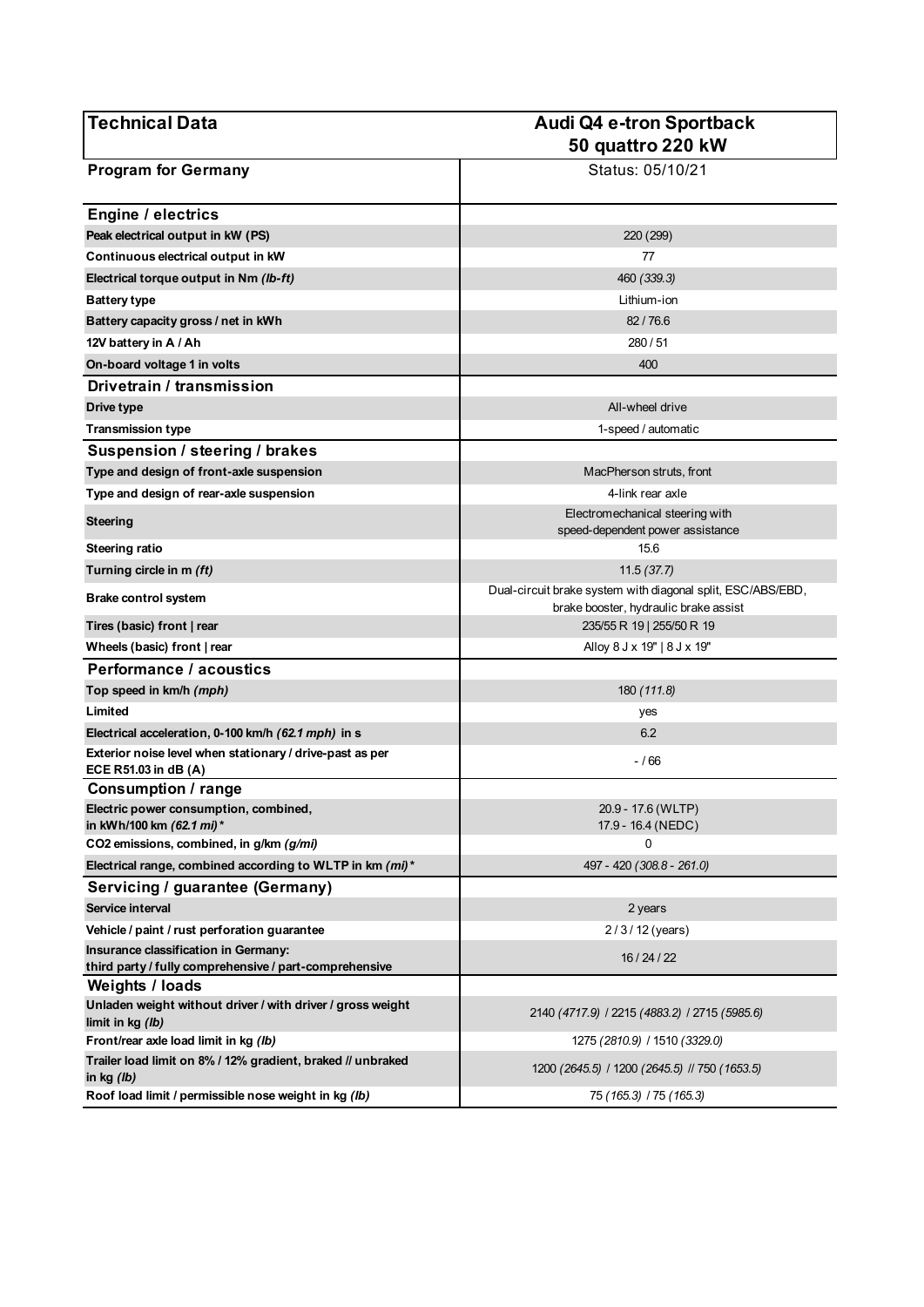| Technical Data | Audi Q4 e-tron Sportback 50 quattro 220 kW |
|---|---|
| **Program for Germany** | Status: 05/10/21 |
| **Engine / electrics** | |
| **Peak electrical output in kW (PS)** | 220 (299) |
| **Continuous electrical output in kW** | 77 |
| **Electrical torque output in Nm *(lb-ft)*** | 460 *(339.3)* |
| **Battery type** | Lithium-ion |
| **Battery capacity gross / net in kWh** | 82 / 76.6 |
| **12V battery in A / Ah** | 280 / 51 |
| **On-board voltage 1 in volts** | 400 |
| **Drivetrain / transmission** | |
| **Drive type** | All-wheel drive |
| **Transmission type** | 1-speed / automatic |
| **Suspension / steering / brakes** | |
| **Type and design of front-axle suspension** | MacPherson struts, front |
| **Type and design of rear-axle suspension** | 4-link rear axle |
| **Steering** | Electromechanical steering with speed-dependent power assistance |
| **Steering ratio** | 15.6 |
| **Turning circle in m *(ft)*** | 11.5 *(37.7)* |
| **Brake control system** | Dual-circuit brake system with diagonal split, ESC/ABS/EBD, brake booster, hydraulic brake assist |
| **Tires (basic) front \| rear** | 235/55 R 19 \| 255/50 R 19 |
| **Wheels (basic) front \| rear** | Alloy 8 J x 19" \| 8 J x 19" |
| **Performance / acoustics** | |
| **Top speed in km/h *(mph)*** | 180 *(111.8)* |
| **Limited** | yes |
| **Electrical acceleration, 0-100 km/h *(62.1 mph)* in s** | 6.2 |
| **Exterior noise level when stationary / drive-past as per ECE R51.03 in dB (A)** | - / 66 |
| **Consumption / range** | |
| **Electric power consumption, combined, in kWh/100 km *(62.1 mi)** ** | 20.9 - 17.6 (WLTP)<br>17.9 - 16.4 (NEDC) |
| **CO2 emissions, combined, in g/km *(g/mi)*** | 0 |
| **Electrical range, combined according to WLTP in km *(mi)** ** | 497 - 420 *(308.8 - 261.0)* |
| **Servicing / guarantee (Germany)** | |
| **Service interval** | 2 years |
| **Vehicle / paint / rust perforation guarantee** | 2 / 3 / 12 (years) |
| **Insurance classification in Germany: third party / fully comprehensive / part-comprehensive** | 16 / 24 / 22 |
| **Weights / loads** | |
| **Unladen weight without driver / with driver / gross weight limit in kg *(lb)*** | 2140 *(4717.9)* / 2215 *(4883.2)* / 2715 *(5985.6)* |
| **Front/rear axle load limit in kg *(lb)*** | 1275 *(2810.9)* / 1510 *(3329.0)* |
| **Trailer load limit on 8% / 12% gradient, braked // unbraked in kg *(lb)*** | 1200 *(2645.5)* / 1200 *(2645.5)* // 750 *(1653.5)* |
| **Roof load limit / permissible nose weight in kg *(lb)*** | 75 *(165.3)* / 75 *(165.3)* |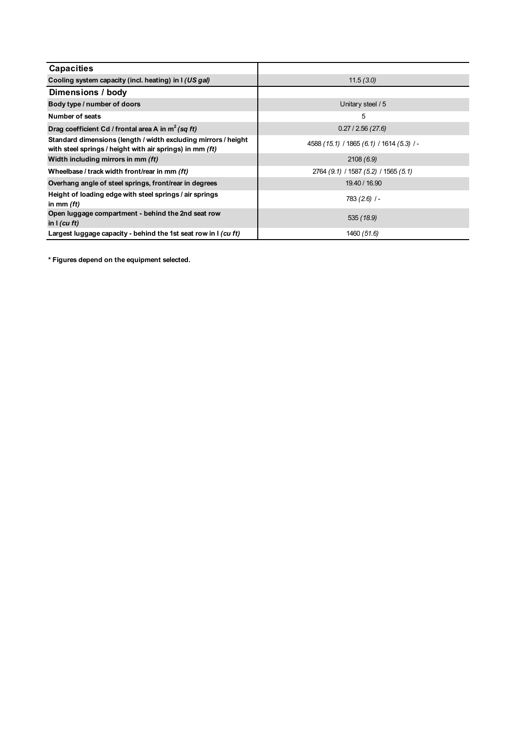| **Capacities** | |
|---|---|
| **Cooling system capacity (incl. heating) in l *(US gal)*** | 11.5 *(3.0)* |
| **Dimensions / body** | |
| **Body type / number of doors** | Unitary steel / 5 |
| **Number of seats** | 5 |
| **Drag coefficient Cd / frontal area A in $m^2$ *(sq ft)*** | 0.27 / 2.56 *(27.6)* |
| **Standard dimensions (length / width excluding mirrors / height with steel springs / height with air springs) in mm *(ft)*** | 4588 *(15.1)* / 1865 *(6.1)* / 1614 *(5.3)* / - |
| **Width including mirrors in mm *(ft)*** | 2108 *(6.9)* |
| **Wheelbase / track width front/rear in mm *(ft)*** | 2764 *(9.1)* / 1587 *(5.2)* / 1565 *(5.1)* |
| **Overhang angle of steel springs, front/rear in degrees** | 19.40 / 16.90 |
| **Height of loading edge with steel springs / air springs in mm *(ft)*** | 783 *(2.6)* / - |
| **Open luggage compartment - behind the 2nd seat row in l *(cu ft)*** | 535 *(18.9)* |
| **Largest luggage capacity - behind the 1st seat row in l *(cu ft)*** | 1460 *(51.6)* |

**\* Figures depend on the equipment selected.**